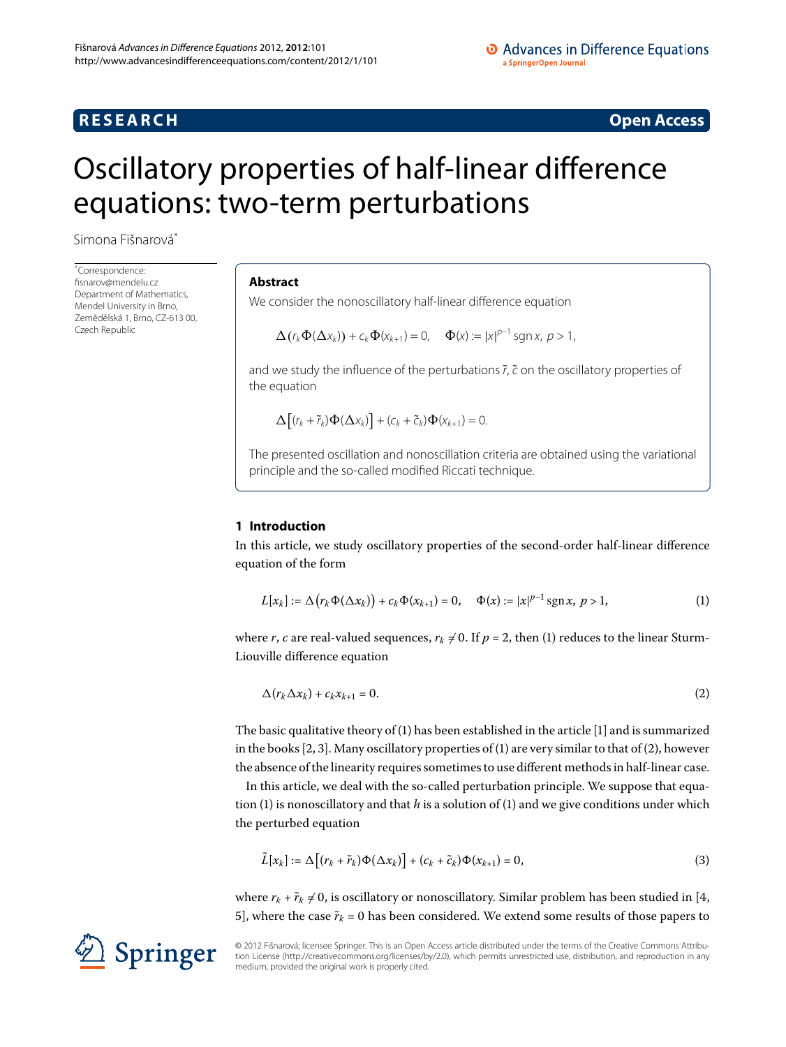**RESEARCH** **Open Access**

# Oscillatory properties of half-linear difference equations: two-term perturbations

Simona Fišnarová*

*Correspondence: fisnarov@mendelu.cz
Department of Mathematics, Mendel University in Brno, Zemědělská 1, Brno, CZ-613 00, Czech Republic

## Abstract

We consider the nonoscillatory half-linear difference equation

$$\Delta(r_k\Phi(\Delta x_k)) + c_k\Phi(x_{k+1}) = 0, \quad \Phi(x) := |x|^{p-1}\operatorname{sgn} x,\ p > 1,$$

and we study the influence of the perturbations $\tilde{r}$, $\tilde{c}$ on the oscillatory properties of the equation

$$\Delta\left[(r_k + \tilde{r}_k)\Phi(\Delta x_k)\right] + (c_k + \tilde{c}_k)\Phi(x_{k+1}) = 0.$$

The presented oscillation and nonoscillation criteria are obtained using the variational principle and the so-called modified Riccati technique.

## 1 Introduction

In this article, we study oscillatory properties of the second-order half-linear difference equation of the form

$$L[x_k] := \Delta\left(r_k\Phi(\Delta x_k)\right) + c_k\Phi(x_{k+1}) = 0, \quad \Phi(x) := |x|^{p-1}\operatorname{sgn} x,\ p > 1, \tag{1}$$

where $r$, $c$ are real-valued sequences, $r_k \neq 0$. If $p = 2$, then (1) reduces to the linear Sturm-Liouville difference equation

$$\Delta(r_k\Delta x_k) + c_kx_{k+1} = 0. \tag{2}$$

The basic qualitative theory of (1) has been established in the article [1] and is summarized in the books [2, 3]. Many oscillatory properties of (1) are very similar to that of (2), however the absence of the linearity requires sometimes to use different methods in half-linear case.

In this article, we deal with the so-called perturbation principle. We suppose that equation (1) is nonoscillatory and that $h$ is a solution of (1) and we give conditions under which the perturbed equation

$$\tilde{L}[x_k] := \Delta\left[(r_k + \tilde{r}_k)\Phi(\Delta x_k)\right] + (c_k + \tilde{c}_k)\Phi(x_{k+1}) = 0, \tag{3}$$

where $r_k + \tilde{r}_k \neq 0$, is oscillatory or nonoscillatory. Similar problem has been studied in [4, 5], where the case $\tilde{r}_k = 0$ has been considered. We extend some results of those papers to

© 2012 Fišnarová; licensee Springer. This is an Open Access article distributed under the terms of the Creative Commons Attribution License (http://creativecommons.org/licenses/by/2.0), which permits unrestricted use, distribution, and reproduction in any medium, provided the original work is properly cited.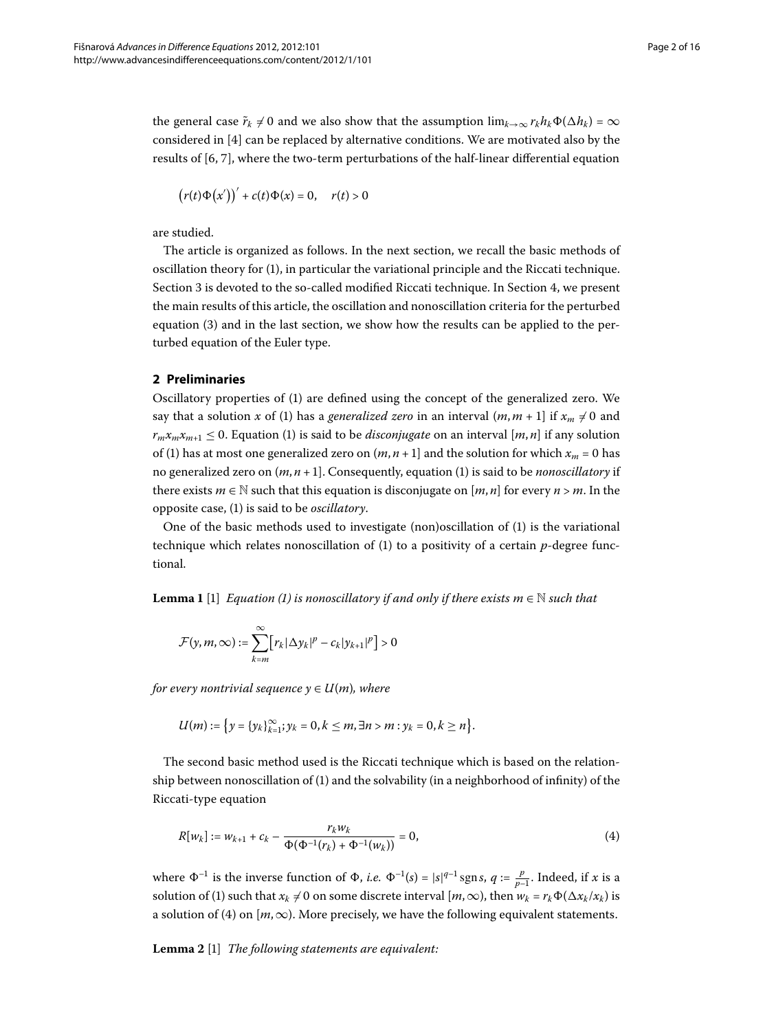the general case $\tilde{r}_k \neq 0$ and we also show that the assumption $\lim_{k\to\infty} r_k h_k \Phi(\Delta h_k) = \infty$ considered in [4] can be replaced by alternative conditions. We are motivated also by the results of [6, 7], where the two-term perturbations of the half-linear differential equation

$$\left(r(t)\Phi\left(x'\right)\right)' + c(t)\Phi(x) = 0, \quad r(t) > 0$$

are studied.

The article is organized as follows. In the next section, we recall the basic methods of oscillation theory for (1), in particular the variational principle and the Riccati technique. Section 3 is devoted to the so-called modified Riccati technique. In Section 4, we present the main results of this article, the oscillation and nonoscillation criteria for the perturbed equation (3) and in the last section, we show how the results can be applied to the perturbed equation of the Euler type.

## 2 Preliminaries

Oscillatory properties of (1) are defined using the concept of the generalized zero. We say that a solution $x$ of (1) has a *generalized zero* in an interval $(m, m+1]$ if $x_m \neq 0$ and $r_m x_m x_{m+1} \leq 0$. Equation (1) is said to be *disconjugate* on an interval $[m, n]$ if any solution of (1) has at most one generalized zero on $(m, n+1]$ and the solution for which $x_m = 0$ has no generalized zero on $(m, n+1]$. Consequently, equation (1) is said to be *nonoscillatory* if there exists $m \in \mathbb{N}$ such that this equation is disconjugate on $[m, n]$ for every $n > m$. In the opposite case, (1) is said to be *oscillatory*.

One of the basic methods used to investigate (non)oscillation of (1) is the variational technique which relates nonoscillation of (1) to a positivity of a certain $p$-degree functional.

**Lemma 1** [1] *Equation (1) is nonoscillatory if and only if there exists $m \in \mathbb{N}$ such that*

$$\mathcal{F}(y, m, \infty) := \sum_{k=m}^{\infty} \left[ r_k |\Delta y_k|^p - c_k |y_{k+1}|^p \right] > 0$$

*for every nontrivial sequence $y \in U(m)$, where*

$$U(m) := \left\{ y = \{y_k\}_{k=1}^{\infty}; y_k = 0, k \leq m, \exists n > m : y_k = 0, k \geq n \right\}.$$

The second basic method used is the Riccati technique which is based on the relationship between nonoscillation of (1) and the solvability (in a neighborhood of infinity) of the Riccati-type equation

$$R[w_k] := w_{k+1} + c_k - \frac{r_k w_k}{\Phi(\Phi^{-1}(r_k) + \Phi^{-1}(w_k))} = 0, \tag{4}$$

where $\Phi^{-1}$ is the inverse function of $\Phi$, *i.e.* $\Phi^{-1}(s) = |s|^{q-1} \operatorname{sgn} s$, $q := \frac{p}{p-1}$. Indeed, if $x$ is a solution of (1) such that $x_k \neq 0$ on some discrete interval $[m, \infty)$, then $w_k = r_k \Phi(\Delta x_k / x_k)$ is a solution of (4) on $[m, \infty)$. More precisely, we have the following equivalent statements.

**Lemma 2** [1] *The following statements are equivalent:*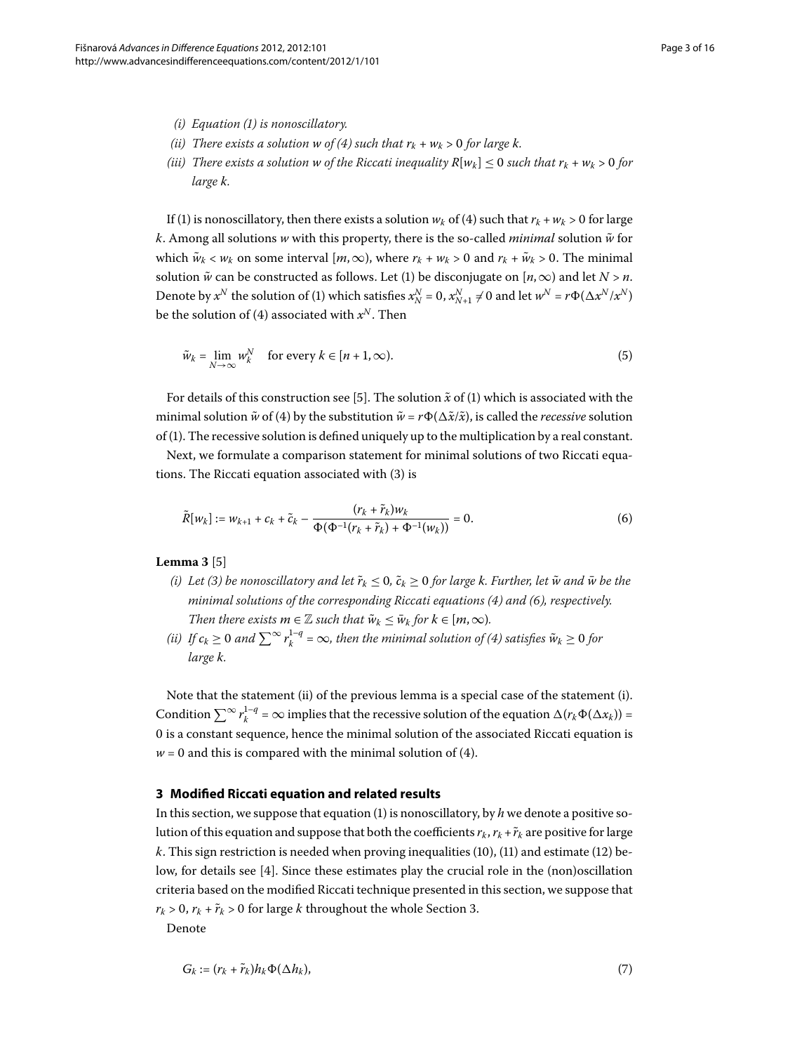*(i) Equation (1) is nonoscillatory.*

*(ii) There exists a solution $w$ of (4) such that $r_k + w_k > 0$ for large $k$.*

*(iii) There exists a solution $w$ of the Riccati inequality $R[w_k] \leq 0$ such that $r_k + w_k > 0$ for large $k$.*

If (1) is nonoscillatory, then there exists a solution $w_k$ of (4) such that $r_k + w_k > 0$ for large $k$. Among all solutions $w$ with this property, there is the so-called *minimal* solution $\tilde{w}$ for which $\tilde{w}_k < w_k$ on some interval $[m, \infty)$, where $r_k + w_k > 0$ and $r_k + \tilde{w}_k > 0$. The minimal solution $\tilde{w}$ can be constructed as follows. Let (1) be disconjugate on $[n, \infty)$ and let $N > n$. Denote by $x^N$ the solution of (1) which satisfies $x^N_N = 0$, $x^N_{N+1} \neq 0$ and let $w^N = r\Phi(\Delta x^N / x^N)$ be the solution of (4) associated with $x^N$. Then

$$\tilde{w}_k = \lim_{N \to \infty} w^N_k \quad \text{for every } k \in [n+1, \infty). \tag{5}$$

For details of this construction see [5]. The solution $\tilde{x}$ of (1) which is associated with the minimal solution $\tilde{w}$ of (4) by the substitution $\tilde{w} = r\Phi(\Delta\tilde{x}/\tilde{x})$, is called the *recessive* solution of (1). The recessive solution is defined uniquely up to the multiplication by a real constant.

Next, we formulate a comparison statement for minimal solutions of two Riccati equations. The Riccati equation associated with (3) is

$$\tilde{R}[w_k] := w_{k+1} + c_k + \tilde{c}_k - \frac{(r_k + \tilde{r}_k) w_k}{\Phi(\Phi^{-1}(r_k + \tilde{r}_k) + \Phi^{-1}(w_k))} = 0. \tag{6}$$

**Lemma 3** [5]

*(i) Let (3) be nonoscillatory and let $\tilde{r}_k \leq 0$, $\tilde{c}_k \geq 0$ for large $k$. Further, let $\tilde{w}$ and $\bar{w}$ be the minimal solutions of the corresponding Riccati equations (4) and (6), respectively. Then there exists $m \in \mathbb{Z}$ such that $\tilde{w}_k \leq \bar{w}_k$ for $k \in [m, \infty)$.*

*(ii) If $c_k \geq 0$ and $\sum^\infty r_k^{1-q} = \infty$, then the minimal solution of (4) satisfies $\tilde{w}_k \geq 0$ for large $k$.*

Note that the statement (ii) of the previous lemma is a special case of the statement (i). Condition $\sum^\infty r_k^{1-q} = \infty$ implies that the recessive solution of the equation $\Delta(r_k \Phi(\Delta x_k)) = 0$ is a constant sequence, hence the minimal solution of the associated Riccati equation is $w = 0$ and this is compared with the minimal solution of (4).

## 3 Modified Riccati equation and related results

In this section, we suppose that equation (1) is nonoscillatory, by $h$ we denote a positive solution of this equation and suppose that both the coefficients $r_k$, $r_k + \tilde{r}_k$ are positive for large $k$. This sign restriction is needed when proving inequalities (10), (11) and estimate (12) below, for details see [4]. Since these estimates play the crucial role in the (non)oscillation criteria based on the modified Riccati technique presented in this section, we suppose that $r_k > 0$, $r_k + \tilde{r}_k > 0$ for large $k$ throughout the whole Section 3.

Denote

$$G_k := (r_k + \tilde{r}_k) h_k \Phi(\Delta h_k), \tag{7}$$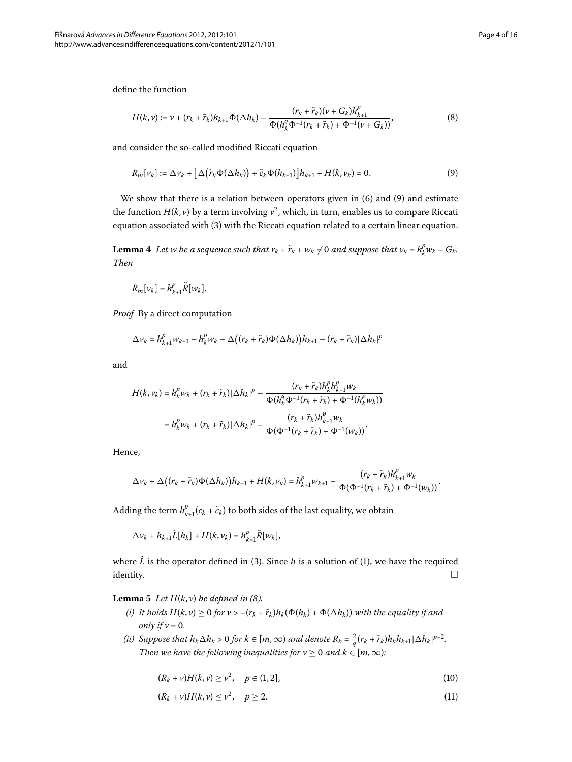define the function

$$H(k,v) := v + (r_k + \tilde{r}_k)h_{k+1}\Phi(\Delta h_k) - \frac{(r_k + \tilde{r}_k)(v + G_k)h_{k+1}^p}{\Phi(h_k^q \Phi^{-1}(r_k + \tilde{r}_k) + \Phi^{-1}(v + G_k))}, \tag{8}$$

and consider the so-called modified Riccati equation

$$R_m[v_k] := \Delta v_k + \big[\Delta(\tilde{r}_k \Phi(\Delta h_k)) + \tilde{c}_k \Phi(h_{k+1})\big]h_{k+1} + H(k, v_k) = 0. \tag{9}$$

We show that there is a relation between operators given in (6) and (9) and estimate the function $H(k,v)$ by a term involving $v^2$, which, in turn, enables us to compare Riccati equation associated with (3) with the Riccati equation related to a certain linear equation.

**Lemma 4** *Let $w$ be a sequence such that $r_k + \tilde{r}_k + w_k \neq 0$ and suppose that $v_k = h_k^p w_k - G_k$. Then*

$$R_m[v_k] = h_{k+1}^p \tilde{R}[w_k].$$

*Proof* By a direct computation

$$\Delta v_k = h_{k+1}^p w_{k+1} - h_k^p w_k - \Delta\big((r_k + \tilde{r}_k)\Phi(\Delta h_k)\big)h_{k+1} - (r_k + \tilde{r}_k)|\Delta h_k|^p$$

and

$$\begin{aligned} H(k, v_k) &= h_k^p w_k + (r_k + \tilde{r}_k)|\Delta h_k|^p - \frac{(r_k + \tilde{r}_k)h_k^p h_{k+1}^p w_k}{\Phi(h_k^q \Phi^{-1}(r_k + \tilde{r}_k) + \Phi^{-1}(h_k^p w_k))} \\ &= h_k^p w_k + (r_k + \tilde{r}_k)|\Delta h_k|^p - \frac{(r_k + \tilde{r}_k)h_{k+1}^p w_k}{\Phi(\Phi^{-1}(r_k + \tilde{r}_k) + \Phi^{-1}(w_k))}. \end{aligned}$$

Hence,

$$\Delta v_k + \Delta\big((r_k + \tilde{r}_k)\Phi(\Delta h_k)\big)h_{k+1} + H(k, v_k) = h_{k+1}^p w_{k+1} - \frac{(r_k + \tilde{r}_k)h_{k+1}^p w_k}{\Phi(\Phi^{-1}(r_k + \tilde{r}_k) + \Phi^{-1}(w_k))}.$$

Adding the term $h_{k+1}^p(c_k + \tilde{c}_k)$ to both sides of the last equality, we obtain

$$\Delta v_k + h_{k+1}\tilde{L}[h_k] + H(k, v_k) = h_{k+1}^p \tilde{R}[w_k],$$

where $\tilde{L}$ is the operator defined in (3). Since $h$ is a solution of (1), we have the required identity. □

**Lemma 5** *Let $H(k,v)$ be defined in (8).*

*(i) It holds $H(k,v) \geq 0$ for $v > -(r_k + \tilde{r}_k)h_k(\Phi(h_k) + \Phi(\Delta h_k))$ with the equality if and only if $v = 0$.*

*(ii) Suppose that $h_k \Delta h_k > 0$ for $k \in [m, \infty)$ and denote $R_k = \frac{2}{q}(r_k + \tilde{r}_k)h_k h_{k+1}|\Delta h_k|^{p-2}$. Then we have the following inequalities for $v \geq 0$ and $k \in [m, \infty)$:*

$$(R_k + v)H(k,v) \geq v^2, \quad p \in (1,2], \tag{10}$$

$$(R_k + v)H(k,v) \leq v^2, \quad p \geq 2. \tag{11}$$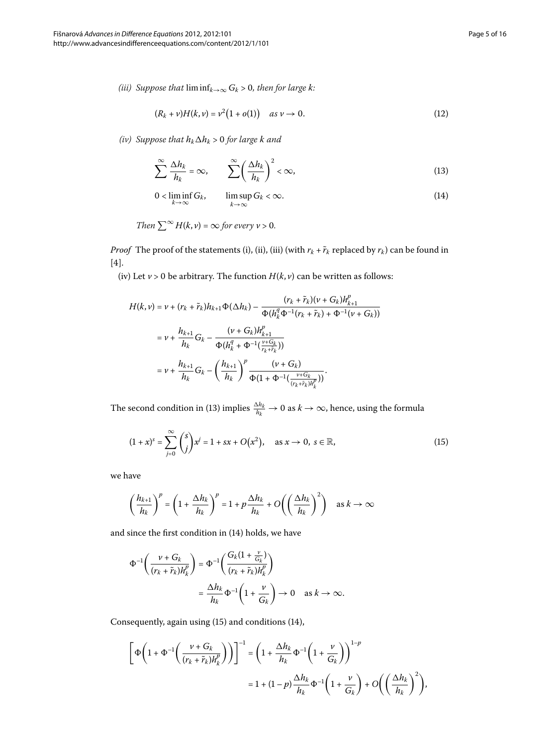*(iii) Suppose that* $\liminf_{k\to\infty} G_k > 0$*, then for large k:*

$$(R_k + \nu)H(k,\nu) = \nu^2\bigl(1 + o(1)\bigr) \quad \text{as } \nu \to 0. \tag{12}$$

*(iv) Suppose that* $h_k \Delta h_k > 0$ *for large k and*

$$\sum^{\infty} \frac{\Delta h_k}{h_k} = \infty, \qquad \sum^{\infty} \left(\frac{\Delta h_k}{h_k}\right)^2 < \infty, \tag{13}$$

$$0 < \liminf_{k\to\infty} G_k, \qquad \limsup_{k\to\infty} G_k < \infty. \tag{14}$$

*Then* $\sum^{\infty} H(k,\nu) = \infty$ *for every* $\nu > 0$*.*

*Proof* The proof of the statements (i), (ii), (iii) (with $r_k + \tilde{r}_k$ replaced by $r_k$) can be found in [4].

(iv) Let $\nu > 0$ be arbitrary. The function $H(k,\nu)$ can be written as follows:

$$\begin{aligned}
H(k,\nu) &= \nu + (r_k + \tilde{r}_k)h_{k+1}\Phi(\Delta h_k) - \frac{(r_k + \tilde{r}_k)(\nu + G_k)h_{k+1}^p}{\Phi(h_k^q \Phi^{-1}(r_k + \tilde{r}_k) + \Phi^{-1}(\nu + G_k))} \\
&= \nu + \frac{h_{k+1}}{h_k} G_k - \frac{(\nu + G_k)h_{k+1}^p}{\Phi(h_k^q + \Phi^{-1}(\frac{\nu + G_k}{r_k + \tilde{r}_k}))} \\
&= \nu + \frac{h_{k+1}}{h_k} G_k - \left(\frac{h_{k+1}}{h_k}\right)^p \frac{(\nu + G_k)}{\Phi(1 + \Phi^{-1}(\frac{\nu + G_k}{(r_k + \tilde{r}_k)h_k^p}))}.
\end{aligned}$$

The second condition in (13) implies $\frac{\Delta h_k}{h_k} \to 0$ as $k \to \infty$, hence, using the formula

$$(1 + x)^s = \sum_{j=0}^{\infty} \binom{s}{j} x^j = 1 + sx + O\bigl(x^2\bigr), \quad \text{as } x \to 0,\ s \in \mathbb{R}, \tag{15}$$

we have

$$\left(\frac{h_{k+1}}{h_k}\right)^p = \left(1 + \frac{\Delta h_k}{h_k}\right)^p = 1 + p\frac{\Delta h_k}{h_k} + O\left(\left(\frac{\Delta h_k}{h_k}\right)^2\right) \quad \text{as } k \to \infty$$

and since the first condition in (14) holds, we have

$$\begin{aligned}
\Phi^{-1}\left(\frac{\nu + G_k}{(r_k + \tilde{r}_k)h_k^p}\right) &= \Phi^{-1}\left(\frac{G_k(1 + \frac{\nu}{G_k})}{(r_k + \tilde{r}_k)h_k^p}\right) \\
&= \frac{\Delta h_k}{h_k}\Phi^{-1}\left(1 + \frac{\nu}{G_k}\right) \to 0 \quad \text{as } k \to \infty.
\end{aligned}$$

Consequently, again using (15) and conditions (14),

$$\begin{aligned}
\left[\Phi\left(1 + \Phi^{-1}\left(\frac{\nu + G_k}{(r_k + \tilde{r}_k)h_k^p}\right)\right)\right]^{-1} &= \left(1 + \frac{\Delta h_k}{h_k}\Phi^{-1}\left(1 + \frac{\nu}{G_k}\right)\right)^{1-p} \\
&= 1 + (1-p)\frac{\Delta h_k}{h_k}\Phi^{-1}\left(1 + \frac{\nu}{G_k}\right) + O\left(\left(\frac{\Delta h_k}{h_k}\right)^2\right),
\end{aligned}$$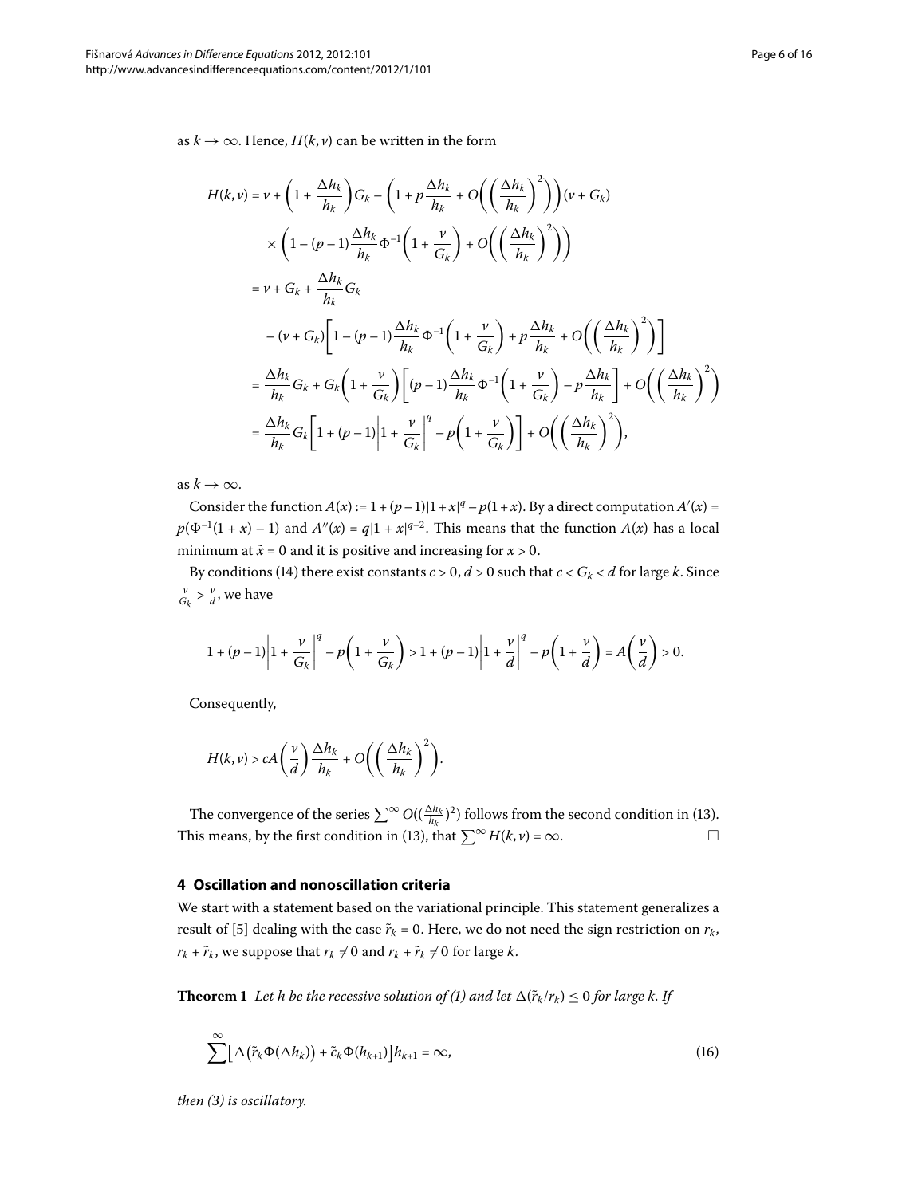as $k \to \infty$. Hence, $H(k,v)$ can be written in the form

$$
\begin{aligned}
H(k,v) &= v + \left(1 + \frac{\Delta h_k}{h_k}\right) G_k - \left(1 + p\frac{\Delta h_k}{h_k} + O\left(\left(\frac{\Delta h_k}{h_k}\right)^2\right)\right)(v + G_k) \\
&\quad \times \left(1 - (p-1)\frac{\Delta h_k}{h_k}\Phi^{-1}\left(1 + \frac{v}{G_k}\right) + O\left(\left(\frac{\Delta h_k}{h_k}\right)^2\right)\right) \\
&= v + G_k + \frac{\Delta h_k}{h_k} G_k \\
&\quad - (v + G_k)\left[1 - (p-1)\frac{\Delta h_k}{h_k}\Phi^{-1}\left(1 + \frac{v}{G_k}\right) + p\frac{\Delta h_k}{h_k} + O\left(\left(\frac{\Delta h_k}{h_k}\right)^2\right)\right] \\
&= \frac{\Delta h_k}{h_k} G_k + G_k\left(1 + \frac{v}{G_k}\right)\left[(p-1)\frac{\Delta h_k}{h_k}\Phi^{-1}\left(1 + \frac{v}{G_k}\right) - p\frac{\Delta h_k}{h_k}\right] + O\left(\left(\frac{\Delta h_k}{h_k}\right)^2\right) \\
&= \frac{\Delta h_k}{h_k} G_k\left[1 + (p-1)\left|1 + \frac{v}{G_k}\right|^q - p\left(1 + \frac{v}{G_k}\right)\right] + O\left(\left(\frac{\Delta h_k}{h_k}\right)^2\right),
\end{aligned}
$$

as $k \to \infty$.

Consider the function $A(x) := 1 + (p-1)|1 + x|^q - p(1 + x)$. By a direct computation $A'(x) = p(\Phi^{-1}(1 + x) - 1)$ and $A''(x) = q|1 + x|^{q-2}$. This means that the function $A(x)$ has a local minimum at $\tilde{x} = 0$ and it is positive and increasing for $x > 0$.

By conditions (14) there exist constants $c > 0$, $d > 0$ such that $c < G_k < d$ for large $k$. Since $\frac{v}{G_k} > \frac{v}{d}$, we have

$$
1 + (p-1)\left|1 + \frac{v}{G_k}\right|^q - p\left(1 + \frac{v}{G_k}\right) > 1 + (p-1)\left|1 + \frac{v}{d}\right|^q - p\left(1 + \frac{v}{d}\right) = A\left(\frac{v}{d}\right) > 0.
$$

Consequently,

$$
H(k,v) > cA\left(\frac{v}{d}\right)\frac{\Delta h_k}{h_k} + O\left(\left(\frac{\Delta h_k}{h_k}\right)^2\right).
$$

The convergence of the series $\sum^\infty O((\frac{\Delta h_k}{h_k})^2)$ follows from the second condition in (13). This means, by the first condition in (13), that $\sum^\infty H(k,v) = \infty$. □

## 4 Oscillation and nonoscillation criteria

We start with a statement based on the variational principle. This statement generalizes a result of [5] dealing with the case $\tilde{r}_k = 0$. Here, we do not need the sign restriction on $r_k$, $r_k + \tilde{r}_k$, we suppose that $r_k \neq 0$ and $r_k + \tilde{r}_k \neq 0$ for large $k$.

**Theorem 1** *Let $h$ be the recessive solution of (1) and let $\Delta(\tilde{r}_k/r_k) \le 0$ for large $k$. If*

$$
\sum^\infty \left[\Delta\left(\tilde{r}_k\Phi(\Delta h_k)\right) + \tilde{c}_k\Phi(h_{k+1})\right]h_{k+1} = \infty, \tag{16}
$$

*then (3) is oscillatory.*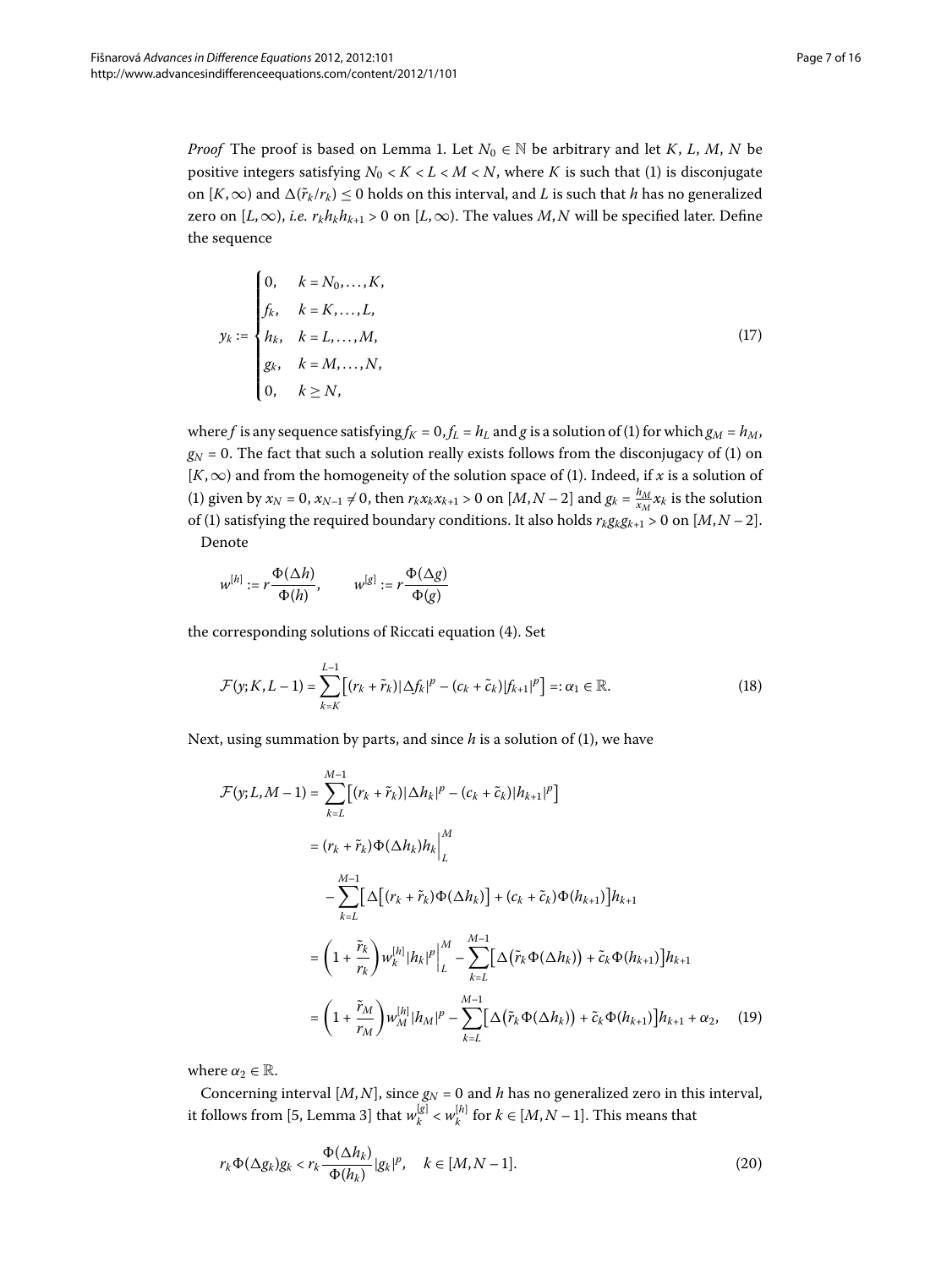*Proof* The proof is based on Lemma 1. Let $N_0 \in \mathbb{N}$ be arbitrary and let $K, L, M, N$ be positive integers satisfying $N_0 < K < L < M < N$, where $K$ is such that (1) is disconjugate on $[K, \infty)$ and $\Delta(\tilde{r}_k / r_k) \leq 0$ holds on this interval, and $L$ is such that $h$ has no generalized zero on $[L, \infty)$, *i.e.* $r_k h_k h_{k+1} > 0$ on $[L, \infty)$. The values $M, N$ will be specified later. Define the sequence

$$y_k := \begin{cases} 0, & k = N_0, \dots, K, \\ f_k, & k = K, \dots, L, \\ h_k, & k = L, \dots, M, \\ g_k, & k = M, \dots, N, \\ 0, & k \geq N, \end{cases} \tag{17}$$

where $f$ is any sequence satisfying $f_K = 0, f_L = h_L$ and $g$ is a solution of (1) for which $g_M = h_M$, $g_N = 0$. The fact that such a solution really exists follows from the disconjugacy of (1) on $[K, \infty)$ and from the homogeneity of the solution space of (1). Indeed, if $x$ is a solution of (1) given by $x_N = 0$, $x_{N-1} \neq 0$, then $r_k x_k x_{k+1} > 0$ on $[M, N-2]$ and $g_k = \frac{h_M}{x_M} x_k$ is the solution of (1) satisfying the required boundary conditions. It also holds $r_k g_k g_{k+1} > 0$ on $[M, N-2]$.

Denote

$$w^{[h]} := r \frac{\Phi(\Delta h)}{\Phi(h)}, \qquad w^{[g]} := r \frac{\Phi(\Delta g)}{\Phi(g)}$$

the corresponding solutions of Riccati equation (4). Set

$$\mathcal{F}(y; K, L-1) = \sum_{k=K}^{L-1} \left[ (r_k + \tilde{r}_k) |\Delta f_k|^p - (c_k + \tilde{c}_k) |f_{k+1}|^p \right] =: \alpha_1 \in \mathbb{R}. \tag{18}$$

Next, using summation by parts, and since $h$ is a solution of (1), we have

$$\begin{aligned}
\mathcal{F}(y; L, M-1) &= \sum_{k=L}^{M-1} \left[ (r_k + \tilde{r}_k) |\Delta h_k|^p - (c_k + \tilde{c}_k) |h_{k+1}|^p \right] \\
&= (r_k + \tilde{r}_k) \Phi(\Delta h_k) h_k \Big|_L^M \\
&\quad - \sum_{k=L}^{M-1} \left[ \Delta \left[ (r_k + \tilde{r}_k) \Phi(\Delta h_k) \right] + (c_k + \tilde{c}_k) \Phi(h_{k+1}) \right] h_{k+1} \\
&= \left( 1 + \frac{\tilde{r}_k}{r_k} \right) w_k^{[h]} |h_k|^p \Big|_L^M - \sum_{k=L}^{M-1} \left[ \Delta \left( \tilde{r}_k \Phi(\Delta h_k) \right) + \tilde{c}_k \Phi(h_{k+1}) \right] h_{k+1} \\
&= \left( 1 + \frac{\tilde{r}_M}{r_M} \right) w_M^{[h]} |h_M|^p - \sum_{k=L}^{M-1} \left[ \Delta \left( \tilde{r}_k \Phi(\Delta h_k) \right) + \tilde{c}_k \Phi(h_{k+1}) \right] h_{k+1} + \alpha_2,
\end{aligned} \tag{19}$$

where $\alpha_2 \in \mathbb{R}$.

Concerning interval $[M, N]$, since $g_N = 0$ and $h$ has no generalized zero in this interval, it follows from [5, Lemma 3] that $w_k^{[g]} < w_k^{[h]}$ for $k \in [M, N-1]$. This means that

$$r_k \Phi(\Delta g_k) g_k < r_k \frac{\Phi(\Delta h_k)}{\Phi(h_k)} |g_k|^p, \quad k \in [M, N-1]. \tag{20}$$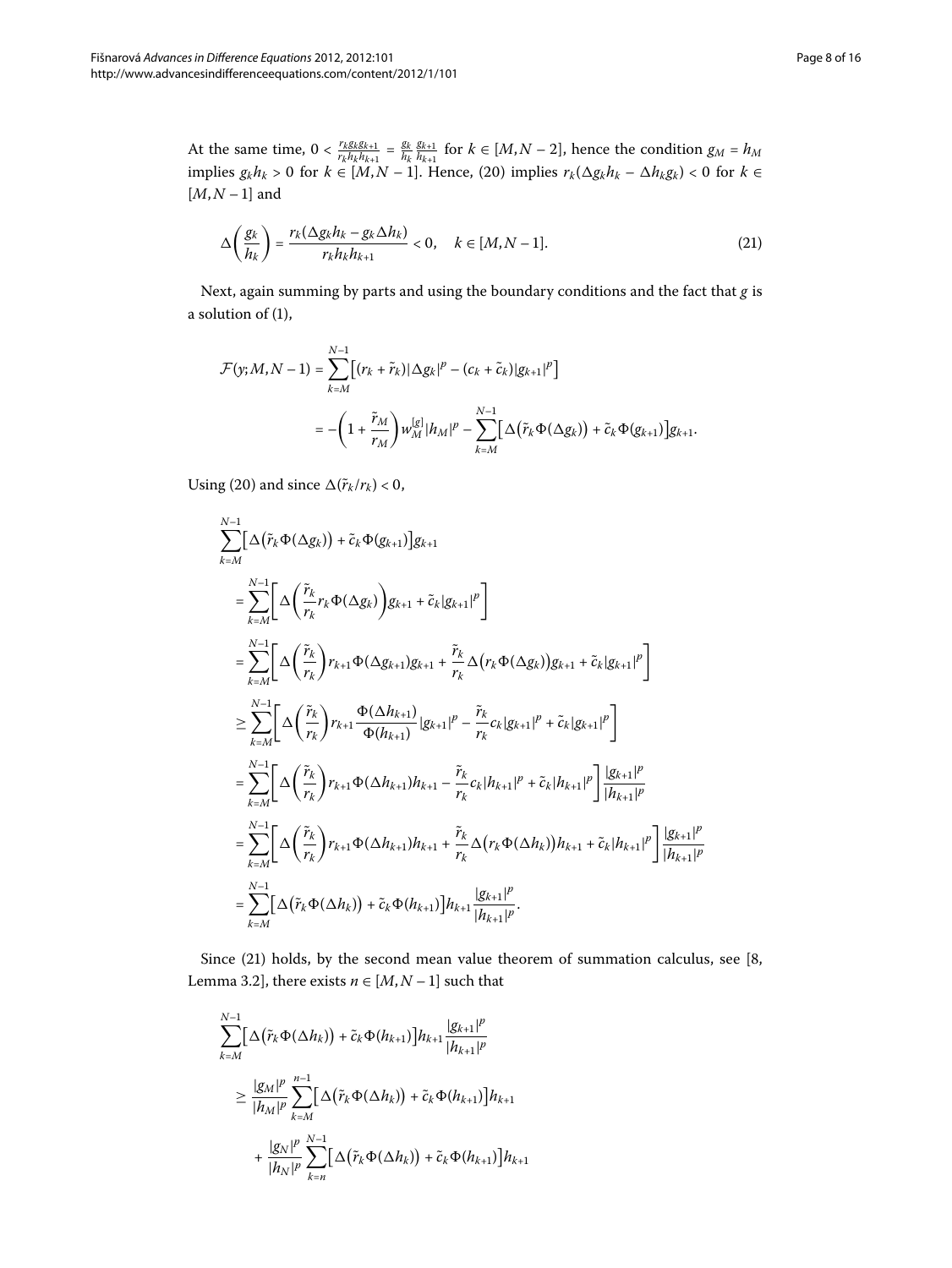At the same time, $0 < \frac{r_k g_k g_{k+1}}{r_k h_k h_{k+1}} = \frac{g_k}{h_k}\frac{g_{k+1}}{h_{k+1}}$ for $k \in [M, N-2]$, hence the condition $g_M = h_M$ implies $g_k h_k > 0$ for $k \in [M, N-1]$. Hence, (20) implies $r_k(\Delta g_k h_k - \Delta h_k g_k) < 0$ for $k \in [M, N-1]$ and

$$\Delta\left(\frac{g_k}{h_k}\right) = \frac{r_k(\Delta g_k h_k - g_k \Delta h_k)}{r_k h_k h_{k+1}} < 0, \quad k \in [M, N-1]. \tag{21}$$

Next, again summing by parts and using the boundary conditions and the fact that $g$ is a solution of (1),

$$\begin{aligned}
\mathcal{F}(y; M, N-1) &= \sum_{k=M}^{N-1}\left[(r_k + \tilde{r}_k)|\Delta g_k|^p - (c_k + \tilde{c}_k)|g_{k+1}|^p\right] \\
&= -\left(1 + \frac{\tilde{r}_M}{r_M}\right) w_M^{[g]} |h_M|^p - \sum_{k=M}^{N-1}\left[\Delta\left(\tilde{r}_k \Phi(\Delta g_k)\right) + \tilde{c}_k \Phi(g_{k+1})\right] g_{k+1}.
\end{aligned}$$

Using (20) and since $\Delta(\tilde{r}_k/r_k) < 0$,

$$\begin{aligned}
&\sum_{k=M}^{N-1}\left[\Delta\left(\tilde{r}_k \Phi(\Delta g_k)\right) + \tilde{c}_k \Phi(g_{k+1})\right] g_{k+1} \\
&= \sum_{k=M}^{N-1}\left[\Delta\left(\frac{\tilde{r}_k}{r_k} r_k \Phi(\Delta g_k)\right) g_{k+1} + \tilde{c}_k |g_{k+1}|^p\right] \\
&= \sum_{k=M}^{N-1}\left[\Delta\left(\frac{\tilde{r}_k}{r_k}\right) r_{k+1} \Phi(\Delta g_{k+1}) g_{k+1} + \frac{\tilde{r}_k}{r_k}\Delta\left(r_k \Phi(\Delta g_k)\right) g_{k+1} + \tilde{c}_k |g_{k+1}|^p\right] \\
&\geq \sum_{k=M}^{N-1}\left[\Delta\left(\frac{\tilde{r}_k}{r_k}\right) r_{k+1} \frac{\Phi(\Delta h_{k+1})}{\Phi(h_{k+1})} |g_{k+1}|^p - \frac{\tilde{r}_k}{r_k} c_k |g_{k+1}|^p + \tilde{c}_k |g_{k+1}|^p\right] \\
&= \sum_{k=M}^{N-1}\left[\Delta\left(\frac{\tilde{r}_k}{r_k}\right) r_{k+1} \Phi(\Delta h_{k+1}) h_{k+1} - \frac{\tilde{r}_k}{r_k} c_k |h_{k+1}|^p + \tilde{c}_k |h_{k+1}|^p\right] \frac{|g_{k+1}|^p}{|h_{k+1}|^p} \\
&= \sum_{k=M}^{N-1}\left[\Delta\left(\frac{\tilde{r}_k}{r_k}\right) r_{k+1} \Phi(\Delta h_{k+1}) h_{k+1} + \frac{\tilde{r}_k}{r_k}\Delta\left(r_k \Phi(\Delta h_k)\right) h_{k+1} + \tilde{c}_k |h_{k+1}|^p\right] \frac{|g_{k+1}|^p}{|h_{k+1}|^p} \\
&= \sum_{k=M}^{N-1}\left[\Delta\left(\tilde{r}_k \Phi(\Delta h_k)\right) + \tilde{c}_k \Phi(h_{k+1})\right] h_{k+1} \frac{|g_{k+1}|^p}{|h_{k+1}|^p}.
\end{aligned}$$

Since (21) holds, by the second mean value theorem of summation calculus, see [8, Lemma 3.2], there exists $n \in [M, N-1]$ such that

$$\begin{aligned}
&\sum_{k=M}^{N-1}\left[\Delta\left(\tilde{r}_k \Phi(\Delta h_k)\right) + \tilde{c}_k \Phi(h_{k+1})\right] h_{k+1} \frac{|g_{k+1}|^p}{|h_{k+1}|^p} \\
&\geq \frac{|g_M|^p}{|h_M|^p} \sum_{k=M}^{n-1}\left[\Delta\left(\tilde{r}_k \Phi(\Delta h_k)\right) + \tilde{c}_k \Phi(h_{k+1})\right] h_{k+1} \\
&\quad + \frac{|g_N|^p}{|h_N|^p} \sum_{k=n}^{N-1}\left[\Delta\left(\tilde{r}_k \Phi(\Delta h_k)\right) + \tilde{c}_k \Phi(h_{k+1})\right] h_{k+1}
\end{aligned}$$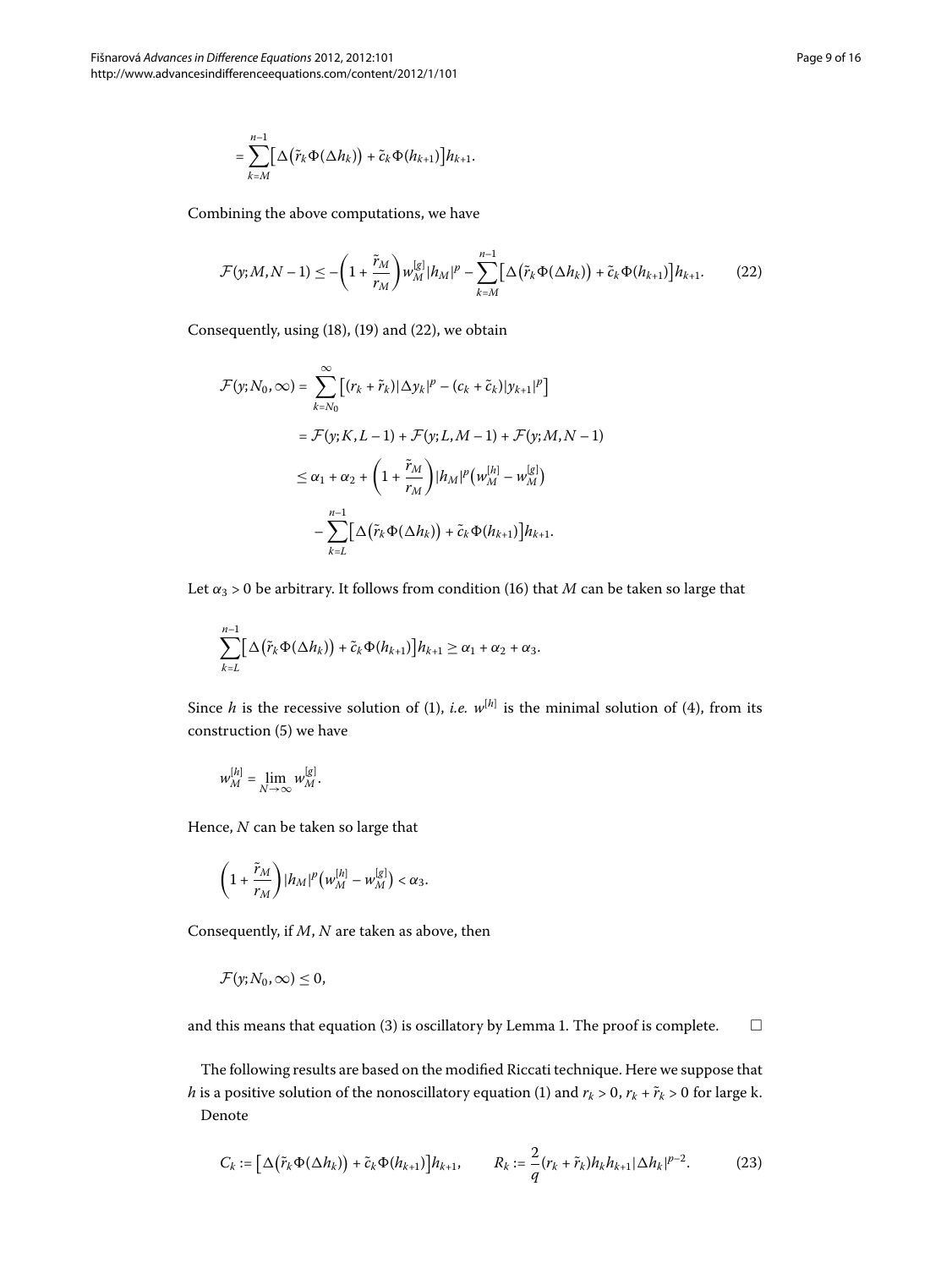$$= \sum_{k=M}^{n-1} \bigl[\Delta\bigl(\tilde{r}_k \Phi(\Delta h_k)\bigr) + \tilde{c}_k \Phi(h_{k+1})\bigr] h_{k+1}.$$

Combining the above computations, we have

$$\mathcal{F}(y; M, N-1) \le -\left(1 + \frac{\tilde{r}_M}{r_M}\right) w_M^{[g]} |h_M|^p - \sum_{k=M}^{n-1} \bigl[\Delta\bigl(\tilde{r}_k \Phi(\Delta h_k)\bigr) + \tilde{c}_k \Phi(h_{k+1})\bigr] h_{k+1}. \tag{22}$$

Consequently, using (18), (19) and (22), we obtain

$$\begin{aligned}
\mathcal{F}(y; N_0, \infty) &= \sum_{k=N_0}^{\infty} \bigl[(r_k + \tilde{r}_k)|\Delta y_k|^p - (c_k + \tilde{c}_k)|y_{k+1}|^p\bigr] \\
&= \mathcal{F}(y; K, L-1) + \mathcal{F}(y; L, M-1) + \mathcal{F}(y; M, N-1) \\
&\le \alpha_1 + \alpha_2 + \left(1 + \frac{\tilde{r}_M}{r_M}\right) |h_M|^p \bigl(w_M^{[h]} - w_M^{[g]}\bigr) \\
&\quad - \sum_{k=L}^{n-1} \bigl[\Delta\bigl(\tilde{r}_k \Phi(\Delta h_k)\bigr) + \tilde{c}_k \Phi(h_{k+1})\bigr] h_{k+1}.
\end{aligned}$$

Let $\alpha_3 > 0$ be arbitrary. It follows from condition (16) that $M$ can be taken so large that

$$\sum_{k=L}^{n-1} \bigl[\Delta\bigl(\tilde{r}_k \Phi(\Delta h_k)\bigr) + \tilde{c}_k \Phi(h_{k+1})\bigr] h_{k+1} \ge \alpha_1 + \alpha_2 + \alpha_3.$$

Since $h$ is the recessive solution of (1), *i.e.* $w^{[h]}$ is the minimal solution of (4), from its construction (5) we have

$$w_M^{[h]} = \lim_{N \to \infty} w_M^{[g]}.$$

Hence, $N$ can be taken so large that

$$\left(1 + \frac{\tilde{r}_M}{r_M}\right) |h_M|^p \bigl(w_M^{[h]} - w_M^{[g]}\bigr) < \alpha_3.$$

Consequently, if $M$, $N$ are taken as above, then

$$\mathcal{F}(y; N_0, \infty) \le 0,$$

and this means that equation (3) is oscillatory by Lemma 1. The proof is complete. □

The following results are based on the modified Riccati technique. Here we suppose that $h$ is a positive solution of the nonoscillatory equation (1) and $r_k > 0$, $r_k + \tilde{r}_k > 0$ for large k.

Denote

$$C_k := \bigl[\Delta\bigl(\tilde{r}_k \Phi(\Delta h_k)\bigr) + \tilde{c}_k \Phi(h_{k+1})\bigr] h_{k+1}, \qquad R_k := \frac{2}{q}(r_k + \tilde{r}_k) h_k h_{k+1} |\Delta h_k|^{p-2}. \tag{23}$$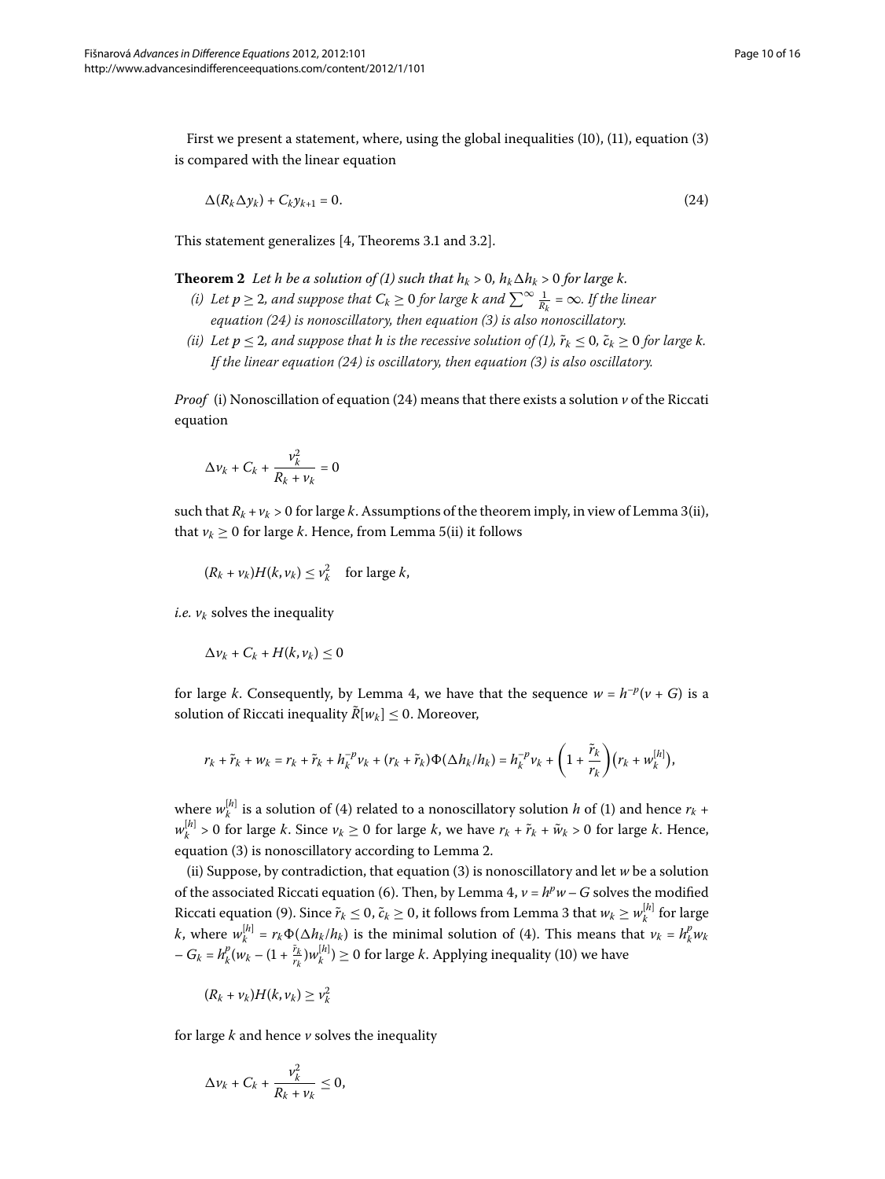First we present a statement, where, using the global inequalities (10), (11), equation (3) is compared with the linear equation

$$\Delta(R_k \Delta y_k) + C_k y_{k+1} = 0. \tag{24}$$

This statement generalizes [4, Theorems 3.1 and 3.2].

**Theorem 2** *Let $h$ be a solution of (1) such that $h_k > 0$, $h_k \Delta h_k > 0$ for large $k$.*

- *(i) Let $p \geq 2$, and suppose that $C_k \geq 0$ for large $k$ and $\sum^{\infty} \frac{1}{R_k} = \infty$. If the linear equation (24) is nonoscillatory, then equation (3) is also nonoscillatory.*
- *(ii) Let $p \leq 2$, and suppose that $h$ is the recessive solution of (1), $\tilde{r}_k \leq 0$, $\tilde{c}_k \geq 0$ for large $k$. If the linear equation (24) is oscillatory, then equation (3) is also oscillatory.*

*Proof* (i) Nonoscillation of equation (24) means that there exists a solution $\nu$ of the Riccati equation

$$\Delta \nu_k + C_k + \frac{\nu_k^2}{R_k + \nu_k} = 0$$

such that $R_k + \nu_k > 0$ for large $k$. Assumptions of the theorem imply, in view of Lemma 3(ii), that $\nu_k \geq 0$ for large $k$. Hence, from Lemma 5(ii) it follows

$$(R_k + \nu_k) H(k, \nu_k) \leq \nu_k^2 \quad \text{for large } k,$$

*i.e.* $\nu_k$ solves the inequality

$$\Delta \nu_k + C_k + H(k, \nu_k) \leq 0$$

for large $k$. Consequently, by Lemma 4, we have that the sequence $w = h^{-p}(\nu + G)$ is a solution of Riccati inequality $\tilde{R}[w_k] \leq 0$. Moreover,

$$r_k + \tilde{r}_k + w_k = r_k + \tilde{r}_k + h_k^{-p} \nu_k + (r_k + \tilde{r}_k)\Phi(\Delta h_k / h_k) = h_k^{-p} \nu_k + \left(1 + \frac{\tilde{r}_k}{r_k}\right)\left(r_k + w_k^{[h]}\right),$$

where $w_k^{[h]}$ is a solution of (4) related to a nonoscillatory solution $h$ of (1) and hence $r_k + w_k^{[h]} > 0$ for large $k$. Since $\nu_k \geq 0$ for large $k$, we have $r_k + \tilde{r}_k + \tilde{w}_k > 0$ for large $k$. Hence, equation (3) is nonoscillatory according to Lemma 2.

(ii) Suppose, by contradiction, that equation (3) is nonoscillatory and let $w$ be a solution of the associated Riccati equation (6). Then, by Lemma 4, $\nu = h^p w - G$ solves the modified Riccati equation (9). Since $\tilde{r}_k \leq 0$, $\tilde{c}_k \geq 0$, it follows from Lemma 3 that $w_k \geq w_k^{[h]}$ for large $k$, where $w_k^{[h]} = r_k \Phi(\Delta h_k / h_k)$ is the minimal solution of (4). This means that $\nu_k = h_k^p w_k - G_k = h_k^p (w_k - (1 + \frac{\tilde{r}_k}{r_k}) w_k^{[h]}) \geq 0$ for large $k$. Applying inequality (10) we have

$$(R_k + \nu_k) H(k, \nu_k) \geq \nu_k^2$$

for large $k$ and hence $\nu$ solves the inequality

$$\Delta \nu_k + C_k + \frac{\nu_k^2}{R_k + \nu_k} \leq 0,$$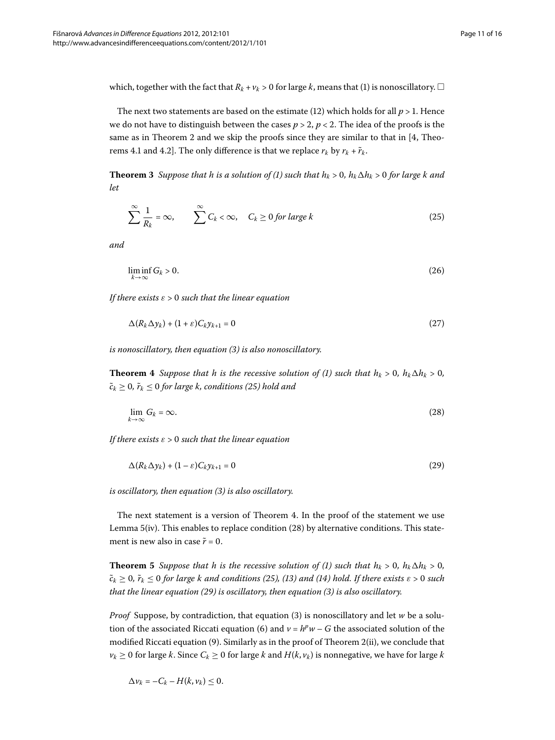which, together with the fact that $R_k + v_k > 0$ for large $k$, means that (1) is nonoscillatory. □

The next two statements are based on the estimate (12) which holds for all $p > 1$. Hence we do not have to distinguish between the cases $p > 2$, $p < 2$. The idea of the proofs is the same as in Theorem 2 and we skip the proofs since they are similar to that in [4, Theorems 4.1 and 4.2]. The only difference is that we replace $r_k$ by $r_k + \tilde{r}_k$.

**Theorem 3** *Suppose that $h$ is a solution of (1) such that $h_k > 0$, $h_k \Delta h_k > 0$ for large $k$ and let*

$$\sum^{\infty} \frac{1}{R_k} = \infty, \qquad \sum^{\infty} C_k < \infty, \quad C_k \geq 0 \text{ for large } k \tag{25}$$

*and*

$$\liminf_{k\to\infty} G_k > 0. \tag{26}$$

*If there exists $\varepsilon > 0$ such that the linear equation*

$$\Delta(R_k \Delta y_k) + (1 + \varepsilon) C_k y_{k+1} = 0 \tag{27}$$

*is nonoscillatory, then equation (3) is also nonoscillatory.*

**Theorem 4** *Suppose that $h$ is the recessive solution of (1) such that $h_k > 0$, $h_k \Delta h_k > 0$, $\tilde{c}_k \geq 0$, $\tilde{r}_k \leq 0$ for large $k$, conditions (25) hold and*

$$\lim_{k\to\infty} G_k = \infty. \tag{28}$$

*If there exists $\varepsilon > 0$ such that the linear equation*

$$\Delta(R_k \Delta y_k) + (1 - \varepsilon) C_k y_{k+1} = 0 \tag{29}$$

*is oscillatory, then equation (3) is also oscillatory.*

The next statement is a version of Theorem 4. In the proof of the statement we use Lemma 5(iv). This enables to replace condition (28) by alternative conditions. This statement is new also in case $\tilde{r} = 0$.

**Theorem 5** *Suppose that $h$ is the recessive solution of (1) such that $h_k > 0$, $h_k \Delta h_k > 0$, $\tilde{c}_k \geq 0$, $\tilde{r}_k \leq 0$ for large $k$ and conditions (25), (13) and (14) hold. If there exists $\varepsilon > 0$ such that the linear equation (29) is oscillatory, then equation (3) is also oscillatory.*

*Proof* Suppose, by contradiction, that equation (3) is nonoscillatory and let $w$ be a solution of the associated Riccati equation (6) and $v = h^p w - G$ the associated solution of the modified Riccati equation (9). Similarly as in the proof of Theorem 2(ii), we conclude that $v_k \geq 0$ for large $k$. Since $C_k \geq 0$ for large $k$ and $H(k, v_k)$ is nonnegative, we have for large $k$

$$\Delta v_k = -C_k - H(k, v_k) \leq 0.$$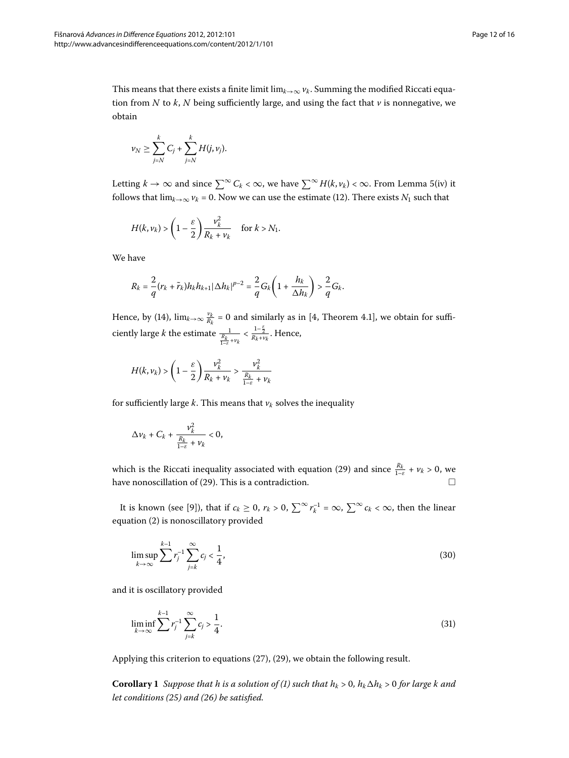This means that there exists a finite limit $\lim_{k\to\infty} v_k$. Summing the modified Riccati equation from $N$ to $k$, $N$ being sufficiently large, and using the fact that $v$ is nonnegative, we obtain

$$v_N \geq \sum_{j=N}^{k} C_j + \sum_{j=N}^{k} H(j, v_j).$$

Letting $k \to \infty$ and since $\sum^{\infty} C_k < \infty$, we have $\sum^{\infty} H(k, v_k) < \infty$. From Lemma 5(iv) it follows that $\lim_{k\to\infty} v_k = 0$. Now we can use the estimate (12). There exists $N_1$ such that

$$H(k, v_k) > \left(1 - \frac{\varepsilon}{2}\right) \frac{v_k^2}{R_k + v_k} \quad \text{for } k > N_1.$$

We have

$$R_k = \frac{2}{q}(r_k + \tilde{r}_k) h_k h_{k+1} |\Delta h_k|^{p-2} = \frac{2}{q} G_k \left(1 + \frac{h_k}{\Delta h_k}\right) > \frac{2}{q} G_k.$$

Hence, by (14), $\lim_{k\to\infty} \frac{v_k}{R_k} = 0$ and similarly as in [4, Theorem 4.1], we obtain for sufficiently large $k$ the estimate $\frac{1}{\frac{R_k}{1-\varepsilon} + v_k} < \frac{1 - \frac{\varepsilon}{2}}{R_k + v_k}$. Hence,

$$H(k, v_k) > \left(1 - \frac{\varepsilon}{2}\right) \frac{v_k^2}{R_k + v_k} > \frac{v_k^2}{\frac{R_k}{1-\varepsilon} + v_k}$$

for sufficiently large $k$. This means that $v_k$ solves the inequality

$$\Delta v_k + C_k + \frac{v_k^2}{\frac{R_k}{1-\varepsilon} + v_k} < 0,$$

which is the Riccati inequality associated with equation (29) and since $\frac{R_k}{1-\varepsilon} + v_k > 0$, we have nonoscillation of (29). This is a contradiction. □

It is known (see [9]), that if $c_k \geq 0$, $r_k > 0$, $\sum^{\infty} r_k^{-1} = \infty$, $\sum^{\infty} c_k < \infty$, then the linear equation (2) is nonoscillatory provided

$$\limsup_{k\to\infty} \sum^{k-1} r_j^{-1} \sum_{j=k}^{\infty} c_j < \frac{1}{4}, \tag{30}$$

and it is oscillatory provided

$$\liminf_{k\to\infty} \sum^{k-1} r_j^{-1} \sum_{j=k}^{\infty} c_j > \frac{1}{4}. \tag{31}$$

Applying this criterion to equations (27), (29), we obtain the following result.

**Corollary 1** *Suppose that $h$ is a solution of (1) such that $h_k > 0$, $h_k \Delta h_k > 0$ for large $k$ and let conditions (25) and (26) be satisfied.*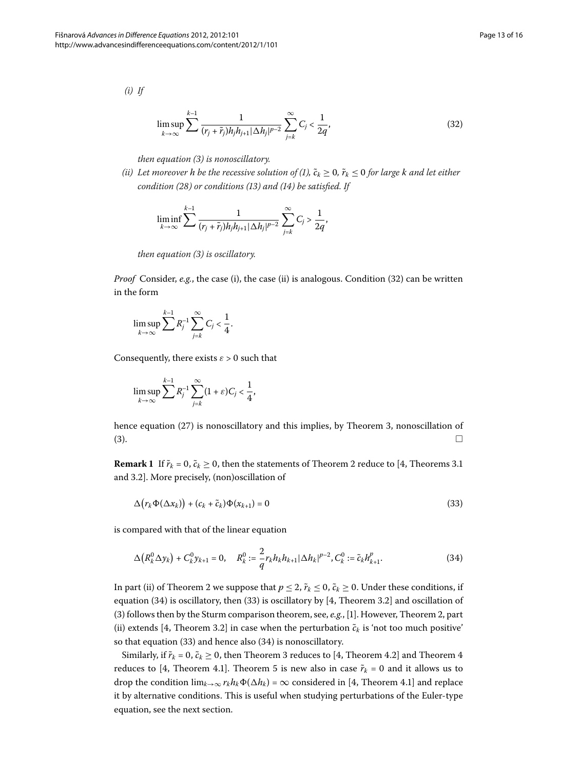*(i) If*

$$\limsup_{k\to\infty} \sum^{k-1} \frac{1}{(r_j+\tilde{r}_j)h_j h_{j+1}|\Delta h_j|^{p-2}} \sum_{j=k}^{\infty} C_j < \frac{1}{2q}, \tag{32}$$

*then equation (3) is nonoscillatory.*

*(ii) Let moreover h be the recessive solution of (1), $\tilde{c}_k \ge 0$, $\tilde{r}_k \le 0$ for large k and let either condition (28) or conditions (13) and (14) be satisfied. If*

$$\liminf_{k\to\infty} \sum^{k-1} \frac{1}{(r_j+\tilde{r}_j)h_j h_{j+1}|\Delta h_j|^{p-2}} \sum_{j=k}^{\infty} C_j > \frac{1}{2q},$$

*then equation (3) is oscillatory.*

*Proof* Consider, *e.g.*, the case (i), the case (ii) is analogous. Condition (32) can be written in the form

$$\limsup_{k\to\infty} \sum^{k-1} R_j^{-1} \sum_{j=k}^{\infty} C_j < \frac{1}{4}.$$

Consequently, there exists $\varepsilon > 0$ such that

$$\limsup_{k\to\infty} \sum^{k-1} R_j^{-1} \sum_{j=k}^{\infty} (1+\varepsilon) C_j < \frac{1}{4},$$

hence equation (27) is nonoscillatory and this implies, by Theorem 3, nonoscillation of (3). □

**Remark 1** If $\tilde{r}_k = 0$, $\tilde{c}_k \ge 0$, then the statements of Theorem 2 reduce to [4, Theorems 3.1 and 3.2]. More precisely, (non)oscillation of

$$\Delta\big(r_k \Phi(\Delta x_k)\big) + (c_k + \tilde{c}_k)\Phi(x_{k+1}) = 0 \tag{33}$$

is compared with that of the linear equation

$$\Delta\big(R_k^0 \Delta y_k\big) + C_k^0 y_{k+1} = 0, \quad R_k^0 := \frac{2}{q} r_k h_k h_{k+1} |\Delta h_k|^{p-2}, C_k^0 := \tilde{c}_k h_{k+1}^p. \tag{34}$$

In part (ii) of Theorem 2 we suppose that $p \le 2$, $\tilde{r}_k \le 0$, $\tilde{c}_k \ge 0$. Under these conditions, if equation (34) is oscillatory, then (33) is oscillatory by [4, Theorem 3.2] and oscillation of (3) follows then by the Sturm comparison theorem, see, *e.g.*, [1]. However, Theorem 2, part (ii) extends [4, Theorem 3.2] in case when the perturbation $\tilde{c}_k$ is 'not too much positive' so that equation (33) and hence also (34) is nonoscillatory.

Similarly, if $\tilde{r}_k = 0$, $\tilde{c}_k \ge 0$, then Theorem 3 reduces to [4, Theorem 4.2] and Theorem 4 reduces to [4, Theorem 4.1]. Theorem 5 is new also in case $\tilde{r}_k = 0$ and it allows us to drop the condition $\lim_{k\to\infty} r_k h_k \Phi(\Delta h_k) = \infty$ considered in [4, Theorem 4.1] and replace it by alternative conditions. This is useful when studying perturbations of the Euler-type equation, see the next section.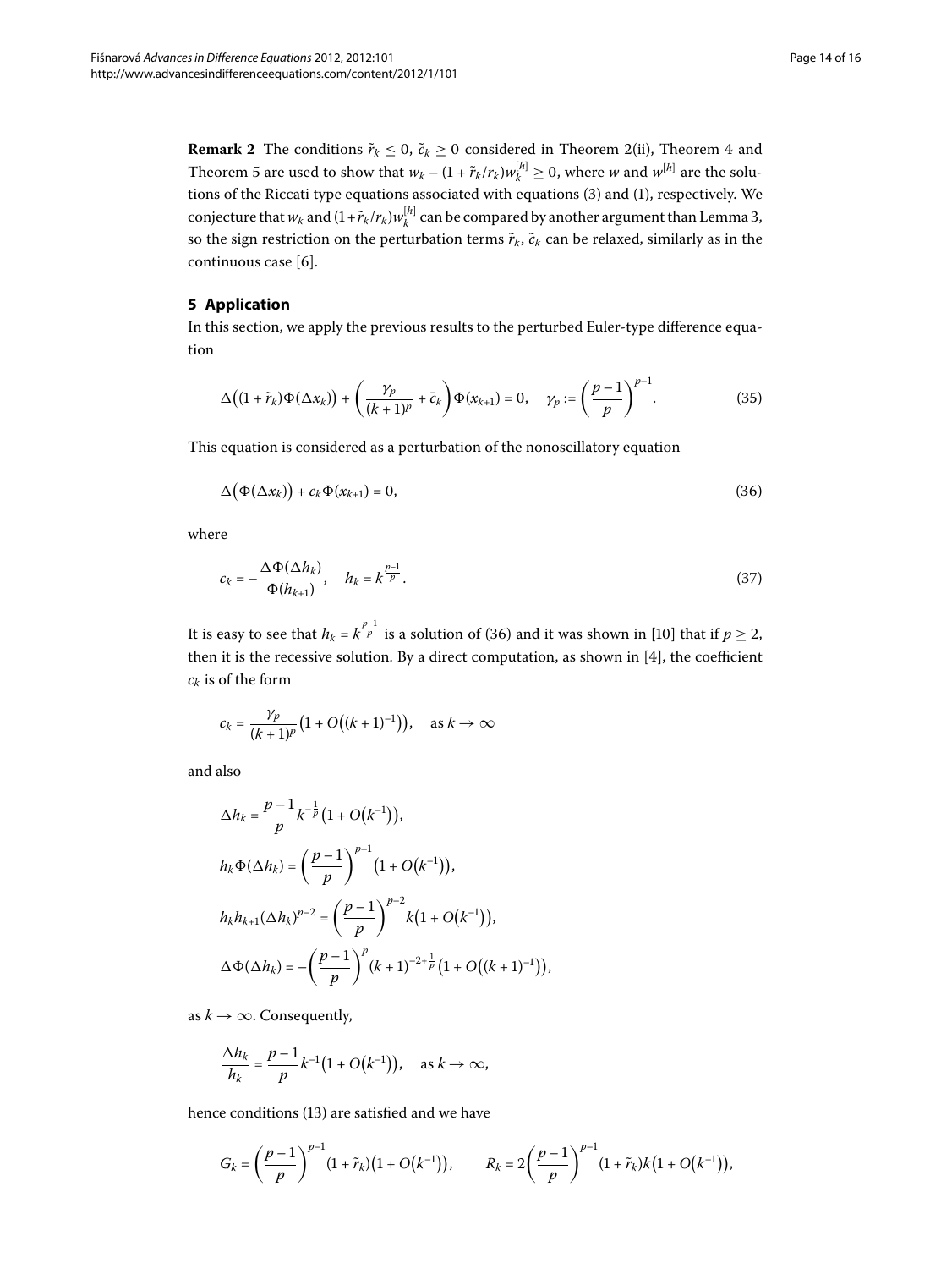**Remark 2** The conditions $\tilde{r}_k \leq 0$, $\tilde{c}_k \geq 0$ considered in Theorem 2(ii), Theorem 4 and Theorem 5 are used to show that $w_k - (1 + \tilde{r}_k/r_k)w_k^{[h]} \geq 0$, where $w$ and $w^{[h]}$ are the solutions of the Riccati type equations associated with equations (3) and (1), respectively. We conjecture that $w_k$ and $(1+\tilde{r}_k/r_k)w_k^{[h]}$ can be compared by another argument than Lemma 3, so the sign restriction on the perturbation terms $\tilde{r}_k$, $\tilde{c}_k$ can be relaxed, similarly as in the continuous case [6].

## 5 Application

In this section, we apply the previous results to the perturbed Euler-type difference equation

$$\Delta\big((1+\tilde{r}_k)\Phi(\Delta x_k)\big) + \left(\frac{\gamma_p}{(k+1)^p} + \tilde{c}_k\right)\Phi(x_{k+1}) = 0, \quad \gamma_p := \left(\frac{p-1}{p}\right)^{p-1}. \tag{35}$$

This equation is considered as a perturbation of the nonoscillatory equation

$$\Delta\big(\Phi(\Delta x_k)\big) + c_k\Phi(x_{k+1}) = 0, \tag{36}$$

where

$$c_k = -\frac{\Delta\Phi(\Delta h_k)}{\Phi(h_{k+1})}, \quad h_k = k^{\frac{p-1}{p}}. \tag{37}$$

It is easy to see that $h_k = k^{\frac{p-1}{p}}$ is a solution of (36) and it was shown in [10] that if $p \geq 2$, then it is the recessive solution. By a direct computation, as shown in [4], the coefficient $c_k$ is of the form

$$c_k = \frac{\gamma_p}{(k+1)^p}\big(1 + O\big((k+1)^{-1}\big)\big), \quad \text{as } k \to \infty$$

and also

$$\begin{aligned}
\Delta h_k &= \frac{p-1}{p}k^{-\frac{1}{p}}\big(1 + O\big(k^{-1}\big)\big),\\
h_k\Phi(\Delta h_k) &= \left(\frac{p-1}{p}\right)^{p-1}\big(1 + O\big(k^{-1}\big)\big),\\
h_k h_{k+1}(\Delta h_k)^{p-2} &= \left(\frac{p-1}{p}\right)^{p-2}k\big(1 + O\big(k^{-1}\big)\big),\\
\Delta\Phi(\Delta h_k) &= -\left(\frac{p-1}{p}\right)^{p}(k+1)^{-2+\frac{1}{p}}\big(1 + O\big((k+1)^{-1}\big)\big),
\end{aligned}$$

as $k \to \infty$. Consequently,

$$\frac{\Delta h_k}{h_k} = \frac{p-1}{p}k^{-1}\big(1 + O\big(k^{-1}\big)\big), \quad \text{as } k \to \infty,$$

hence conditions (13) are satisfied and we have

$$G_k = \left(\frac{p-1}{p}\right)^{p-1}(1+\tilde{r}_k)\big(1 + O\big(k^{-1}\big)\big), \qquad R_k = 2\left(\frac{p-1}{p}\right)^{p-1}(1+\tilde{r}_k)k\big(1 + O\big(k^{-1}\big)\big),$$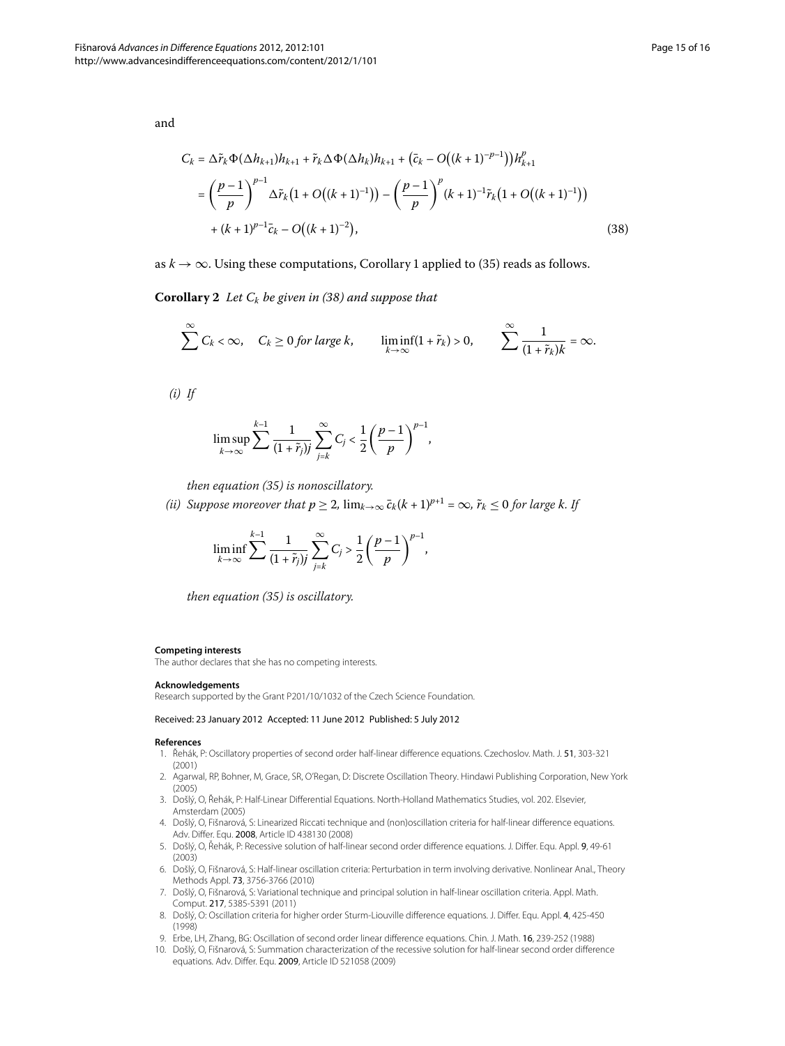and

$$
\begin{aligned}
C_k &= \Delta \tilde{r}_k \Phi(\Delta h_{k+1}) h_{k+1} + \tilde{r}_k \Delta \Phi(\Delta h_k) h_{k+1} + \left(\tilde{c}_k - O\left((k+1)^{-p-1}\right)\right) h_{k+1}^p \\
&= \left(\frac{p-1}{p}\right)^{p-1} \Delta \tilde{r}_k \left(1 + O\left((k+1)^{-1}\right)\right) - \left(\frac{p-1}{p}\right)^p (k+1)^{-1} \tilde{r}_k \left(1 + O\left((k+1)^{-1}\right)\right) \\
&\quad + (k+1)^{p-1} \tilde{c}_k - O\left((k+1)^{-2}\right),
\end{aligned}
\tag{38}
$$

as $k \to \infty$. Using these computations, Corollary 1 applied to (35) reads as follows.

**Corollary 2** *Let $C_k$ be given in (38) and suppose that*

$$
\sum^{\infty} C_k < \infty, \quad C_k \geq 0 \textit{ for large } k, \qquad \liminf_{k \to \infty} (1 + \tilde{r}_k) > 0, \qquad \sum^{\infty} \frac{1}{(1 + \tilde{r}_k) k} = \infty.
$$

*(i) If*

$$
\limsup_{k \to \infty} \sum^{k-1} \frac{1}{(1 + \tilde{r}_j) j} \sum_{j=k}^{\infty} C_j < \frac{1}{2} \left(\frac{p-1}{p}\right)^{p-1},
$$

*then equation (35) is nonoscillatory.*

*(ii) Suppose moreover that $p \geq 2$, $\lim_{k \to \infty} \tilde{c}_k (k+1)^{p+1} = \infty$, $\tilde{r}_k \leq 0$ for large $k$. If*

$$
\liminf_{k \to \infty} \sum^{k-1} \frac{1}{(1 + \tilde{r}_j) j} \sum_{j=k}^{\infty} C_j > \frac{1}{2} \left(\frac{p-1}{p}\right)^{p-1},
$$

*then equation (35) is oscillatory.*

#### Competing interests

The author declares that she has no competing interests.

#### Acknowledgements

Research supported by the Grant P201/10/1032 of the Czech Science Foundation.

Received: 23 January 2012 Accepted: 11 June 2012 Published: 5 July 2012

#### References

1. Řehák, P: Oscillatory properties of second order half-linear difference equations. Czechoslov. Math. J. **51**, 303-321 (2001)
2. Agarwal, RP, Bohner, M, Grace, SR, O'Regan, D: Discrete Oscillation Theory. Hindawi Publishing Corporation, New York (2005)
3. Došlý, O, Řehák, P: Half-Linear Differential Equations. North-Holland Mathematics Studies, vol. 202. Elsevier, Amsterdam (2005)
4. Došlý, O, Fišnarová, S: Linearized Riccati technique and (non)oscillation criteria for half-linear difference equations. Adv. Differ. Equ. **2008**, Article ID 438130 (2008)
5. Došlý, O, Řehák, P: Recessive solution of half-linear second order difference equations. J. Differ. Equ. Appl. **9**, 49-61 (2003)
6. Došlý, O, Fišnarová, S: Half-linear oscillation criteria: Perturbation in term involving derivative. Nonlinear Anal., Theory Methods Appl. **73**, 3756-3766 (2010)
7. Došlý, O, Fišnarová, S: Variational technique and principal solution in half-linear oscillation criteria. Appl. Math. Comput. **217**, 5385-5391 (2011)
8. Došlý, O: Oscillation criteria for higher order Sturm-Liouville difference equations. J. Differ. Equ. Appl. **4**, 425-450 (1998)
9. Erbe, LH, Zhang, BG: Oscillation of second order linear difference equations. Chin. J. Math. **16**, 239-252 (1988)
10. Došlý, O, Fišnarová, S: Summation characterization of the recessive solution for half-linear second order difference equations. Adv. Differ. Equ. **2009**, Article ID 521058 (2009)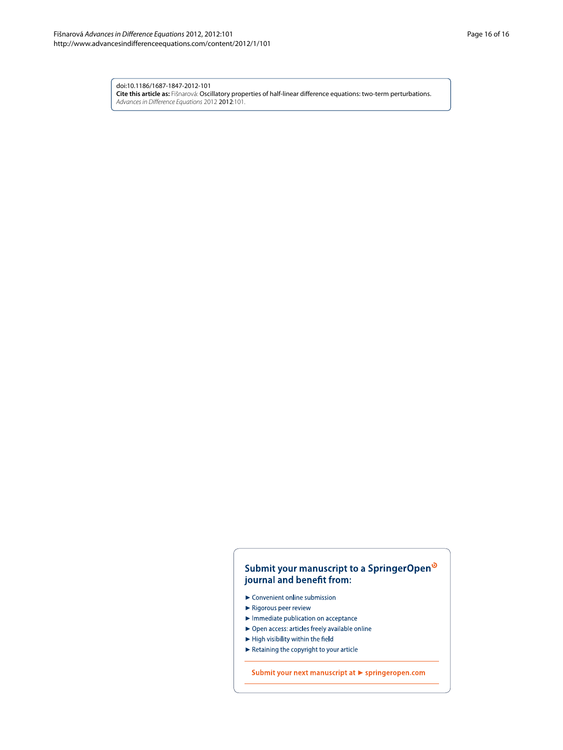doi:10.1186/1687-1847-2012-101

**Cite this article as:** Fišnarová: Oscillatory properties of half-linear difference equations: two-term perturbations. *Advances in Difference Equations* 2012 **2012**:101.

## Submit your manuscript to a SpringerOpen journal and benefit from:

- Convenient online submission
- Rigorous peer review
- Immediate publication on acceptance
- Open access: articles freely available online
- High visibility within the field
- Retaining the copyright to your article

**Submit your next manuscript at ► springeropen.com**